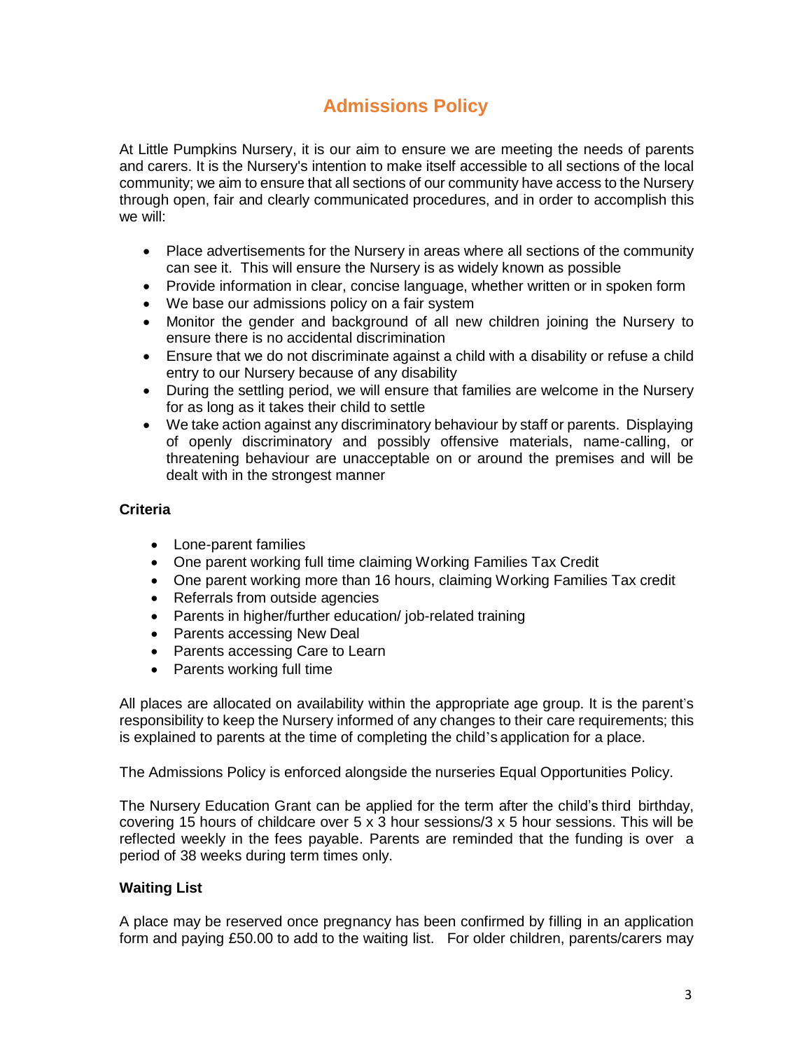# Admissions Policy

At Little Pumpkins Nursery, it is our aim to ensure we are meeting the needs of parents and carers. It is the Nursery's intention to make itself accessible to all sections of the local community; we aim to ensure that all sections of our community have access to the Nursery through open, fair and clearly communicated procedures, and in order to accomplish this we will:

- Place advertisements for the Nursery in areas where all sections of the community can see it. This will ensure the Nursery is as widely known as possible
- Provide information in clear, concise language, whether written or in spoken form
- We base our admissions policy on a fair system
- Monitor the gender and background of all new children joining the Nursery to ensure there is no accidental discrimination
- Ensure that we do not discriminate against a child with a disability or refuse a child entry to our Nursery because of any disability
- During the settling period, we will ensure that families are welcome in the Nursery for as long as it takes their child to settle
- We take action against any discriminatory behaviour by staff or parents. Displaying of openly discriminatory and possibly offensive materials, name-calling, or threatening behaviour are unacceptable on or around the premises and will be dealt with in the strongest manner

### Criteria

- Lone-parent families
- One parent working full time claiming Working Families Tax Credit
- One parent working more than 16 hours, claiming Working Families Tax credit
- Referrals from outside agencies
- Parents in higher/further education/ job-related training
- Parents accessing New Deal
- Parents accessing Care to Learn
- Parents working full time

All places are allocated on availability within the appropriate age group. It is the parent's responsibility to keep the Nursery informed of any changes to their care requirements; this is explained to parents at the time of completing the child's application for a place.

The Admissions Policy is enforced alongside the nurseries Equal Opportunities Policy.

The Nursery Education Grant can be applied for the term after the child's third birthday, covering 15 hours of childcare over 5 x 3 hour sessions/3 x 5 hour sessions. This will be reflected weekly in the fees payable. Parents are reminded that the funding is over a period of 38 weeks during term times only.

### Waiting List

A place may be reserved once pregnancy has been confirmed by filling in an application form and paying £50.00 to add to the waiting list. For older children, parents/carers may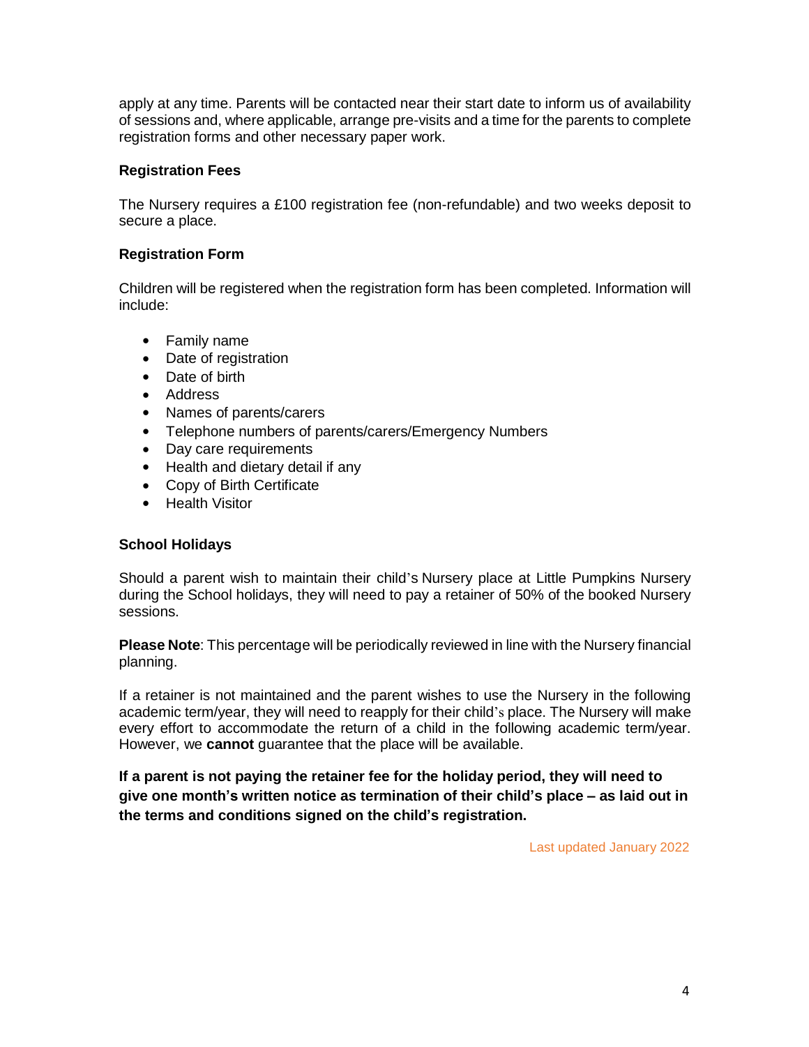apply at any time. Parents will be contacted near their start date to inform us of availability of sessions and, where applicable, arrange pre-visits and a time for the parents to complete registration forms and other necessary paper work.

### Registration Fees

The Nursery requires a £100 registration fee (non-refundable) and two weeks deposit to secure a place.

### Registration Form

Children will be registered when the registration form has been completed. Information will include:

- Family name
- Date of registration
- Date of birth
- Address
- Names of parents/carers
- Telephone numbers of parents/carers/Emergency Numbers
- Day care requirements
- Health and dietary detail if any
- Copy of Birth Certificate
- Health Visitor

### School Holidays

Should a parent wish to maintain their child's Nursery place at Little Pumpkins Nursery during the School holidays, they will need to pay a retainer of 50% of the booked Nursery sessions.

**Please Note**: This percentage will be periodically reviewed in line with the Nursery financial planning.

If a retainer is not maintained and the parent wishes to use the Nursery in the following academic term/year, they will need to reapply for their child's place. The Nursery will make every effort to accommodate the return of a child in the following academic term/year. However, we **cannot** guarantee that the place will be available.

**If a parent is not paying the retainer fee for the holiday period, they will need to give one month's written notice as termination of their child's place – as laid out in the terms and conditions signed on the child's registration.**

Last updated January 2022